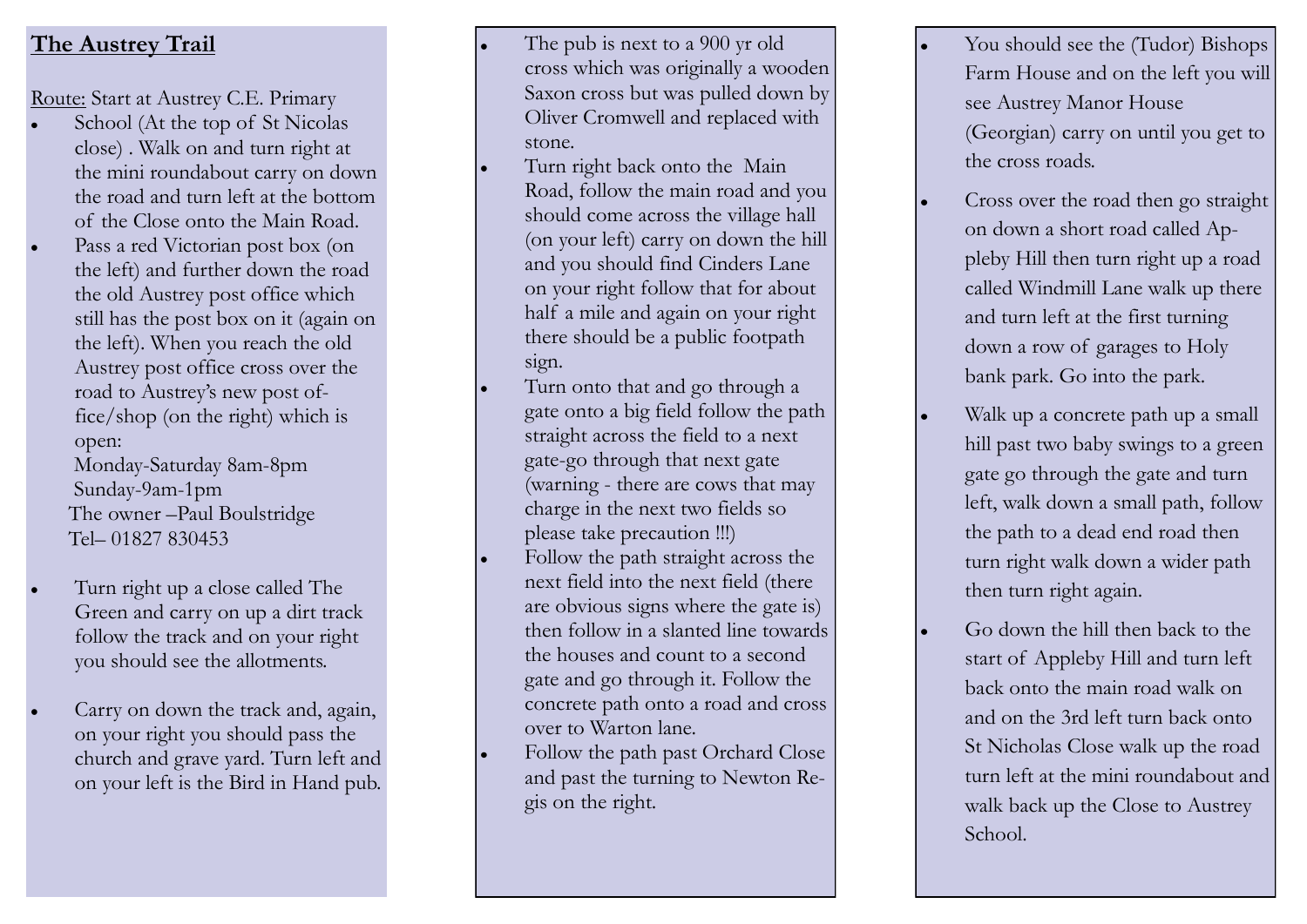## The Austrey Trail

Route: Start at Austrey C.E. Primary

- School (At the top of St Nicolas close) . Walk on and turn right at the mini roundabout carry on down the road and turn left at the bottom of the Close onto the Main Road.
- Pass a red Victorian post box (on the left) and further down the road the old Austrey post office which still has the post box on it (again on the left). When you reach the old Austrey post office cross over the road to Austrey's new post office/shop (on the right) which is open:
  Monday-Saturday 8am-8pm
  Sunday-9am-1pm
  The owner –Paul Boulstridge
  Tel– 01827 830453
- Turn right up a close called The Green and carry on up a dirt track follow the track and on your right you should see the allotments.
- Carry on down the track and, again, on your right you should pass the church and grave yard. Turn left and on your left is the Bird in Hand pub.
- The pub is next to a 900 yr old cross which was originally a wooden Saxon cross but was pulled down by Oliver Cromwell and replaced with stone.
- Turn right back onto the Main Road, follow the main road and you should come across the village hall (on your left) carry on down the hill and you should find Cinders Lane on your right follow that for about half a mile and again on your right there should be a public footpath sign.
- Turn onto that and go through a gate onto a big field follow the path straight across the field to a next gate-go through that next gate (warning - there are cows that may charge in the next two fields so please take precaution !!!)
- Follow the path straight across the next field into the next field (there are obvious signs where the gate is) then follow in a slanted line towards the houses and count to a second gate and go through it. Follow the concrete path onto a road and cross over to Warton lane.
- Follow the path past Orchard Close and past the turning to Newton Regis on the right.
- You should see the (Tudor) Bishops Farm House and on the left you will see Austrey Manor House (Georgian) carry on until you get to the cross roads.
- Cross over the road then go straight on down a short road called Appleby Hill then turn right up a road called Windmill Lane walk up there and turn left at the first turning down a row of garages to Holy bank park. Go into the park.
- Walk up a concrete path up a small hill past two baby swings to a green gate go through the gate and turn left, walk down a small path, follow the path to a dead end road then turn right walk down a wider path then turn right again.
- Go down the hill then back to the start of Appleby Hill and turn left back onto the main road walk on and on the 3rd left turn back onto St Nicholas Close walk up the road turn left at the mini roundabout and walk back up the Close to Austrey School.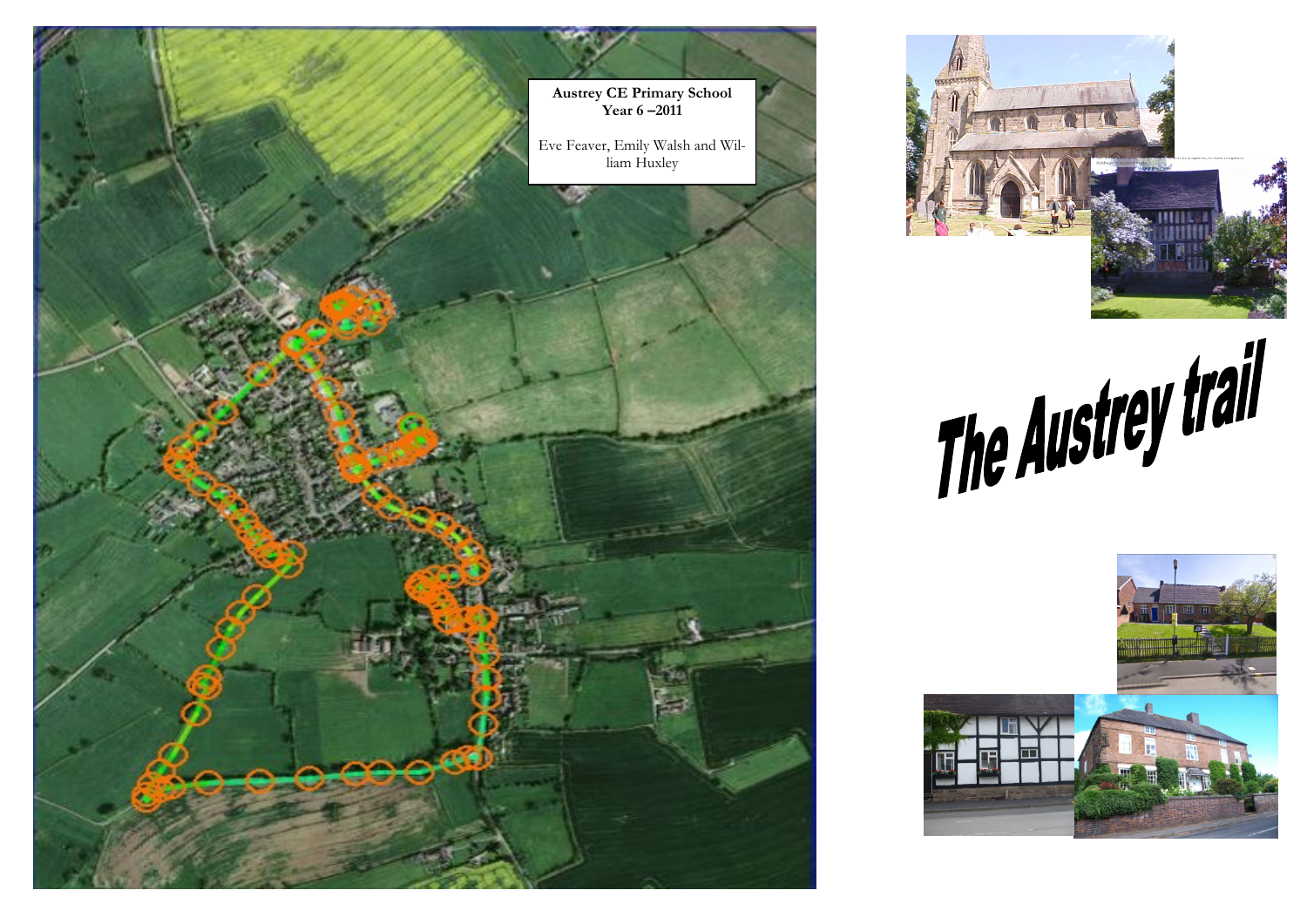**Austrey CE Primary School**
**Year 6 –2011**

Eve Feaver, Emily Walsh and William Huxley

# The Austrey trail